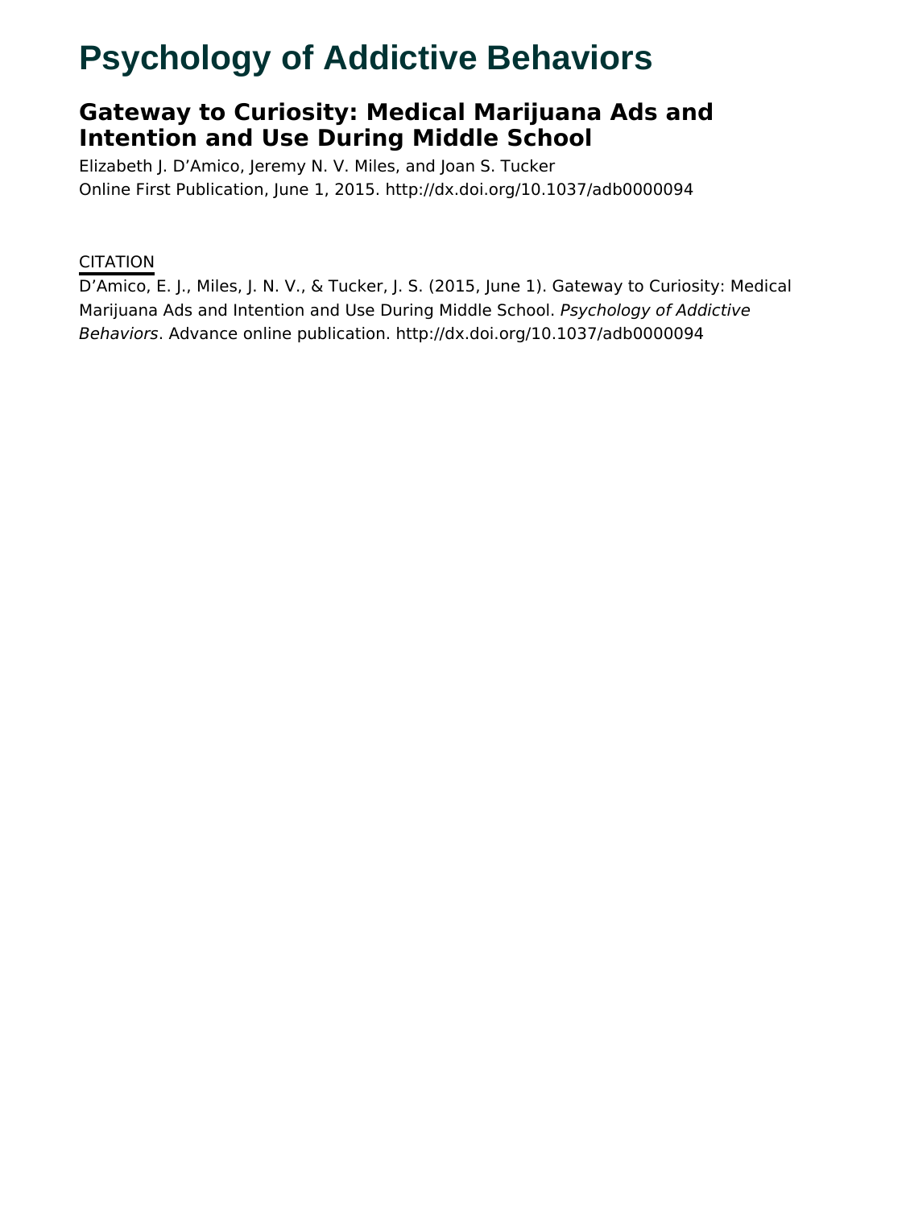# Psychology of Addictive Behaviors

## Gateway to Curiosity: Medical Marijuana Ads and Intention and Use During Middle School

Elizabeth J. D'Amico, Jeremy N. V. Miles, and Joan S. Tucker

Online First Publication, June 1, 2015. http://dx.doi.org/10.1037/adb0000094

CITATION

D'Amico, E. J., Miles, J. N. V., & Tucker, J. S. (2015, June 1). Gateway to Curiosity: Medical Marijuana Ads and Intention and Use During Middle School. *Psychology of Addictive Behaviors*. Advance online publication. http://dx.doi.org/10.1037/adb0000094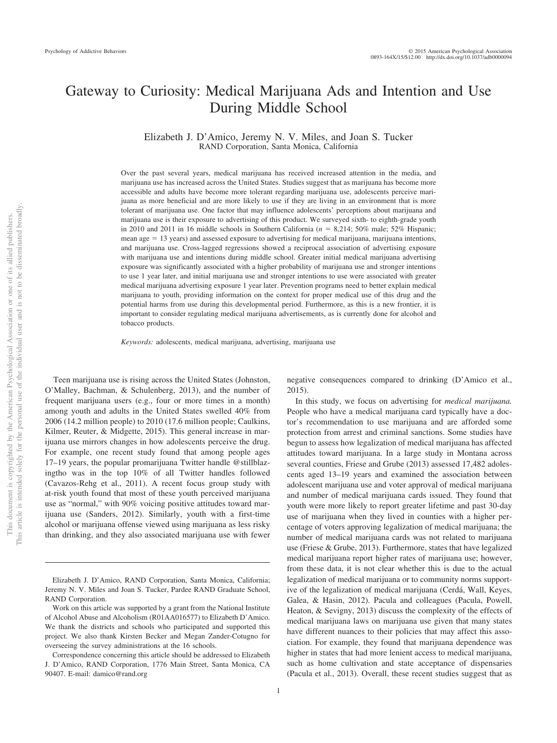# Gateway to Curiosity: Medical Marijuana Ads and Intention and Use During Middle School

Elizabeth J. D'Amico, Jeremy N. V. Miles, and Joan S. Tucker
RAND Corporation, Santa Monica, California

Over the past several years, medical marijuana has received increased attention in the media, and marijuana use has increased across the United States. Studies suggest that as marijuana has become more accessible and adults have become more tolerant regarding marijuana use, adolescents perceive marijuana as more beneficial and are more likely to use if they are living in an environment that is more tolerant of marijuana use. One factor that may influence adolescents' perceptions about marijuana and marijuana use is their exposure to advertising of this product. We surveyed sixth- to eighth-grade youth in 2010 and 2011 in 16 middle schools in Southern California ($n = 8,214$; 50% male; 52% Hispanic; mean age = 13 years) and assessed exposure to advertising for medical marijuana, marijuana intentions, and marijuana use. Cross-lagged regressions showed a reciprocal association of advertising exposure with marijuana use and intentions during middle school. Greater initial medical marijuana advertising exposure was significantly associated with a higher probability of marijuana use and stronger intentions to use 1 year later, and initial marijuana use and stronger intentions to use were associated with greater medical marijuana advertising exposure 1 year later. Prevention programs need to better explain medical marijuana to youth, providing information on the context for proper medical use of this drug and the potential harms from use during this developmental period. Furthermore, as this is a new frontier, it is important to consider regulating medical marijuana advertisements, as is currently done for alcohol and tobacco products.

*Keywords:* adolescents, medical marijuana, advertising, marijuana use

Teen marijuana use is rising across the United States (Johnston, O'Malley, Bachman, & Schulenberg, 2013), and the number of frequent marijuana users (e.g., four or more times in a month) among youth and adults in the United States swelled 40% from 2006 (14.2 million people) to 2010 (17.6 million people; Caulkins, Kilmer, Reuter, & Midgette, 2015). This general increase in marijuana use mirrors changes in how adolescents perceive the drug. For example, one recent study found that among people ages 17–19 years, the popular promarijuana Twitter handle @stillblazingtho was in the top 10% of all Twitter handles followed (Cavazos-Rehg et al., 2011). A recent focus group study with at-risk youth found that most of these youth perceived marijuana use as "normal," with 90% voicing positive attitudes toward marijuana use (Sanders, 2012). Similarly, youth with a first-time alcohol or marijuana offense viewed using marijuana as less risky than drinking, and they also associated marijuana use with fewer negative consequences compared to drinking (D'Amico et al., 2015).

In this study, we focus on advertising for *medical marijuana.* People who have a medical marijuana card typically have a doctor's recommendation to use marijuana and are afforded some protection from arrest and criminal sanctions. Some studies have begun to assess how legalization of medical marijuana has affected attitudes toward marijuana. In a large study in Montana across several counties, Friese and Grube (2013) assessed 17,482 adolescents aged 13–19 years and examined the association between adolescent marijuana use and voter approval of medical marijuana and number of medical marijuana cards issued. They found that youth were more likely to report greater lifetime and past 30-day use of marijuana when they lived in counties with a higher percentage of voters approving legalization of medical marijuana; the number of medical marijuana cards was not related to marijuana use (Friese & Grube, 2013). Furthermore, states that have legalized medical marijuana report higher rates of marijuana use; however, from these data, it is not clear whether this is due to the actual legalization of medical marijuana or to community norms supportive of the legalization of medical marijuana (Cerdá, Wall, Keyes, Galea, & Hasin, 2012). Pacula and colleagues (Pacula, Powell, Heaton, & Sevigny, 2013) discuss the complexity of the effects of medical marijuana laws on marijuana use given that many states have different nuances to their policies that may affect this association. For example, they found that marijuana dependence was higher in states that had more lenient access to medical marijuana, such as home cultivation and state acceptance of dispensaries (Pacula et al., 2013). Overall, these recent studies suggest that as

---

Elizabeth J. D'Amico, RAND Corporation, Santa Monica, California; Jeremy N. V. Miles and Joan S. Tucker, Pardee RAND Graduate School, RAND Corporation.

Work on this article was supported by a grant from the National Institute of Alcohol Abuse and Alcoholism (R01AA016577) to Elizabeth D'Amico. We thank the districts and schools who participated and supported this project. We also thank Kirsten Becker and Megan Zander-Cotugno for overseeing the survey administrations at the 16 schools.

Correspondence concerning this article should be addressed to Elizabeth J. D'Amico, RAND Corporation, 1776 Main Street, Santa Monica, CA 90407. E-mail: damico@rand.org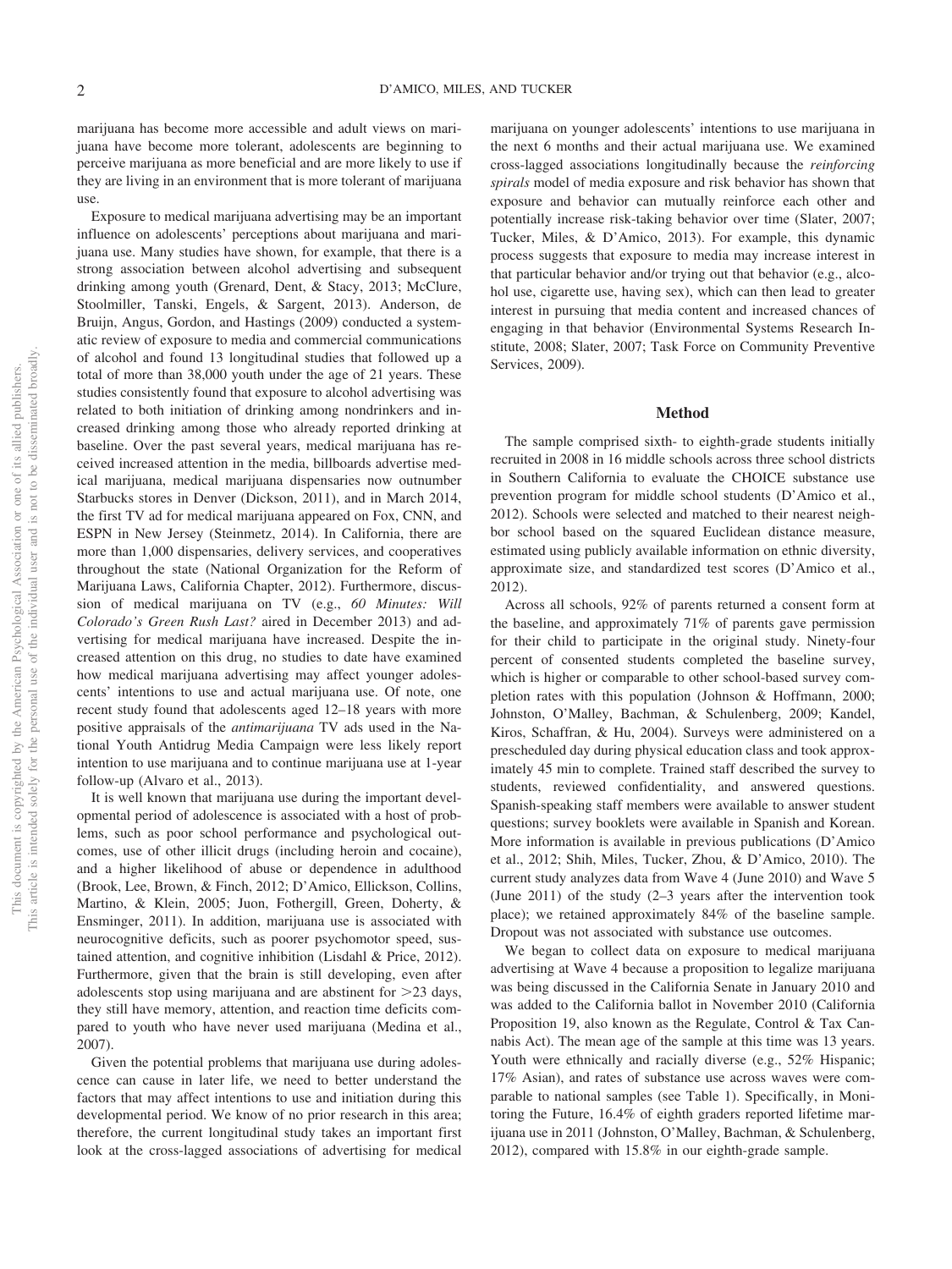marijuana has become more accessible and adult views on marijuana have become more tolerant, adolescents are beginning to perceive marijuana as more beneficial and are more likely to use if they are living in an environment that is more tolerant of marijuana use.

Exposure to medical marijuana advertising may be an important influence on adolescents' perceptions about marijuana and marijuana use. Many studies have shown, for example, that there is a strong association between alcohol advertising and subsequent drinking among youth (Grenard, Dent, & Stacy, 2013; McClure, Stoolmiller, Tanski, Engels, & Sargent, 2013). Anderson, de Bruijn, Angus, Gordon, and Hastings (2009) conducted a systematic review of exposure to media and commercial communications of alcohol and found 13 longitudinal studies that followed up a total of more than 38,000 youth under the age of 21 years. These studies consistently found that exposure to alcohol advertising was related to both initiation of drinking among nondrinkers and increased drinking among those who already reported drinking at baseline. Over the past several years, medical marijuana has received increased attention in the media, billboards advertise medical marijuana, medical marijuana dispensaries now outnumber Starbucks stores in Denver (Dickson, 2011), and in March 2014, the first TV ad for medical marijuana appeared on Fox, CNN, and ESPN in New Jersey (Steinmetz, 2014). In California, there are more than 1,000 dispensaries, delivery services, and cooperatives throughout the state (National Organization for the Reform of Marijuana Laws, California Chapter, 2012). Furthermore, discussion of medical marijuana on TV (e.g., *60 Minutes: Will Colorado's Green Rush Last?* aired in December 2013) and advertising for medical marijuana have increased. Despite the increased attention on this drug, no studies to date have examined how medical marijuana advertising may affect younger adolescents' intentions to use and actual marijuana use. Of note, one recent study found that adolescents aged 12–18 years with more positive appraisals of the *antimarijuana* TV ads used in the National Youth Antidrug Media Campaign were less likely report intention to use marijuana and to continue marijuana use at 1-year follow-up (Alvaro et al., 2013).

It is well known that marijuana use during the important developmental period of adolescence is associated with a host of problems, such as poor school performance and psychological outcomes, use of other illicit drugs (including heroin and cocaine), and a higher likelihood of abuse or dependence in adulthood (Brook, Lee, Brown, & Finch, 2012; D'Amico, Ellickson, Collins, Martino, & Klein, 2005; Juon, Fothergill, Green, Doherty, & Ensminger, 2011). In addition, marijuana use is associated with neurocognitive deficits, such as poorer psychomotor speed, sustained attention, and cognitive inhibition (Lisdahl & Price, 2012). Furthermore, given that the brain is still developing, even after adolescents stop using marijuana and are abstinent for >23 days, they still have memory, attention, and reaction time deficits compared to youth who have never used marijuana (Medina et al., 2007).

Given the potential problems that marijuana use during adolescence can cause in later life, we need to better understand the factors that may affect intentions to use and initiation during this developmental period. We know of no prior research in this area; therefore, the current longitudinal study takes an important first look at the cross-lagged associations of advertising for medical marijuana on younger adolescents' intentions to use marijuana in the next 6 months and their actual marijuana use. We examined cross-lagged associations longitudinally because the *reinforcing spirals* model of media exposure and risk behavior has shown that exposure and behavior can mutually reinforce each other and potentially increase risk-taking behavior over time (Slater, 2007; Tucker, Miles, & D'Amico, 2013). For example, this dynamic process suggests that exposure to media may increase interest in that particular behavior and/or trying out that behavior (e.g., alcohol use, cigarette use, having sex), which can then lead to greater interest in pursuing that media content and increased chances of engaging in that behavior (Environmental Systems Research Institute, 2008; Slater, 2007; Task Force on Community Preventive Services, 2009).

## Method

The sample comprised sixth- to eighth-grade students initially recruited in 2008 in 16 middle schools across three school districts in Southern California to evaluate the CHOICE substance use prevention program for middle school students (D'Amico et al., 2012). Schools were selected and matched to their nearest neighbor school based on the squared Euclidean distance measure, estimated using publicly available information on ethnic diversity, approximate size, and standardized test scores (D'Amico et al., 2012).

Across all schools, 92% of parents returned a consent form at the baseline, and approximately 71% of parents gave permission for their child to participate in the original study. Ninety-four percent of consented students completed the baseline survey, which is higher or comparable to other school-based survey completion rates with this population (Johnson & Hoffmann, 2000; Johnston, O'Malley, Bachman, & Schulenberg, 2009; Kandel, Kiros, Schaffran, & Hu, 2004). Surveys were administered on a prescheduled day during physical education class and took approximately 45 min to complete. Trained staff described the survey to students, reviewed confidentiality, and answered questions. Spanish-speaking staff members were available to answer student questions; survey booklets were available in Spanish and Korean. More information is available in previous publications (D'Amico et al., 2012; Shih, Miles, Tucker, Zhou, & D'Amico, 2010). The current study analyzes data from Wave 4 (June 2010) and Wave 5 (June 2011) of the study (2–3 years after the intervention took place); we retained approximately 84% of the baseline sample. Dropout was not associated with substance use outcomes.

We began to collect data on exposure to medical marijuana advertising at Wave 4 because a proposition to legalize marijuana was being discussed in the California Senate in January 2010 and was added to the California ballot in November 2010 (California Proposition 19, also known as the Regulate, Control & Tax Cannabis Act). The mean age of the sample at this time was 13 years. Youth were ethnically and racially diverse (e.g., 52% Hispanic; 17% Asian), and rates of substance use across waves were comparable to national samples (see Table 1). Specifically, in Monitoring the Future, 16.4% of eighth graders reported lifetime marijuana use in 2011 (Johnston, O'Malley, Bachman, & Schulenberg, 2012), compared with 15.8% in our eighth-grade sample.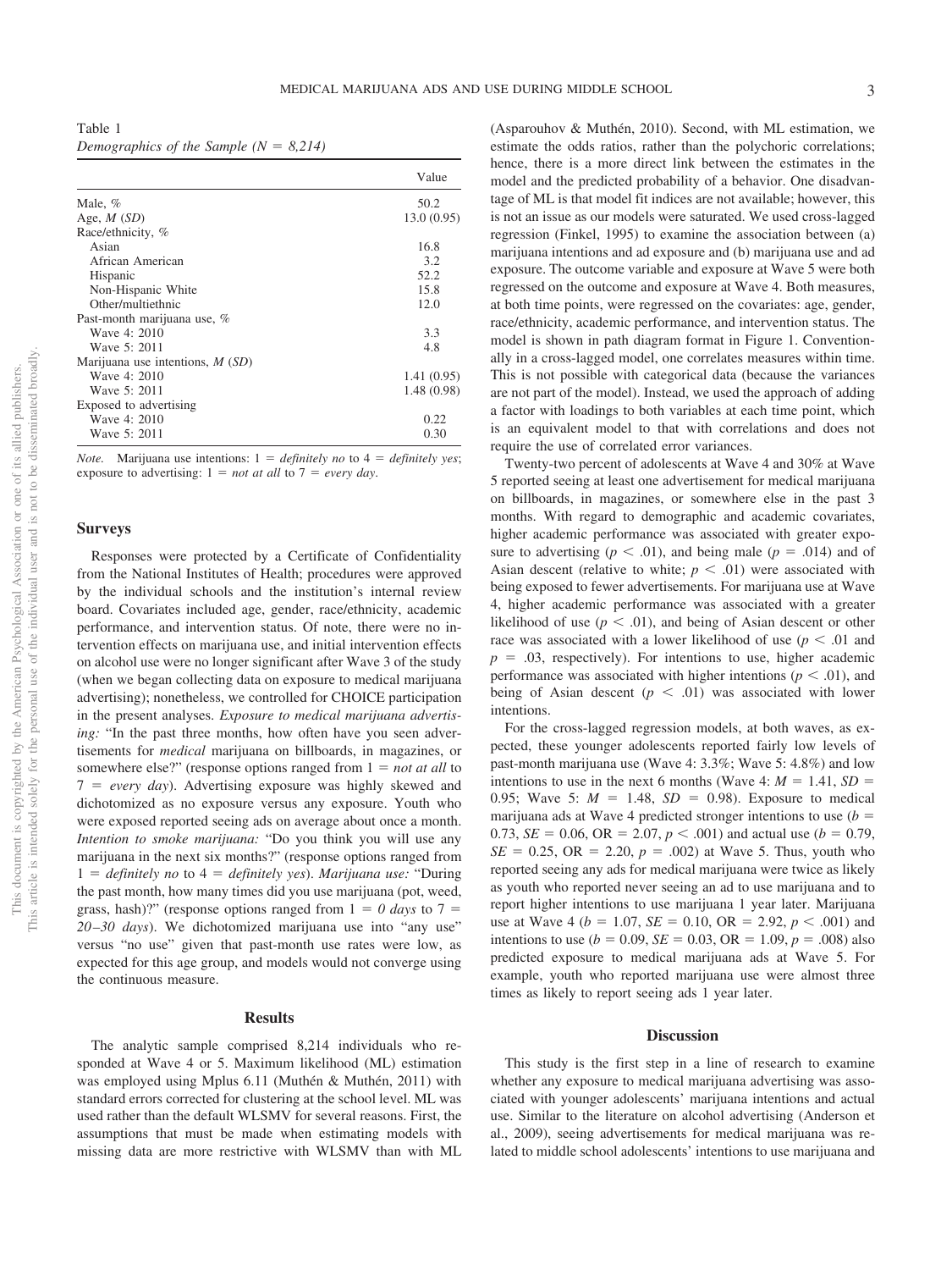Table 1
*Demographics of the Sample (N = 8,214)*

| | Value |
|---|---|
| Male, % | 50.2 |
| Age, *M* (*SD*) | 13.0 (0.95) |
| Race/ethnicity, % | |
| Asian | 16.8 |
| African American | 3.2 |
| Hispanic | 52.2 |
| Non-Hispanic White | 15.8 |
| Other/multiethnic | 12.0 |
| Past-month marijuana use, % | |
| Wave 4: 2010 | 3.3 |
| Wave 5: 2011 | 4.8 |
| Marijuana use intentions, *M* (*SD*) | |
| Wave 4: 2010 | 1.41 (0.95) |
| Wave 5: 2011 | 1.48 (0.98) |
| Exposed to advertising | |
| Wave 4: 2010 | 0.22 |
| Wave 5: 2011 | 0.30 |

*Note.* Marijuana use intentions: 1 = *definitely no* to 4 = *definitely yes*; exposure to advertising: 1 = *not at all* to 7 = *every day*.

## Surveys

Responses were protected by a Certificate of Confidentiality from the National Institutes of Health; procedures were approved by the individual schools and the institution's internal review board. Covariates included age, gender, race/ethnicity, academic performance, and intervention status. Of note, there were no intervention effects on marijuana use, and initial intervention effects on alcohol use were no longer significant after Wave 3 of the study (when we began collecting data on exposure to medical marijuana advertising); nonetheless, we controlled for CHOICE participation in the present analyses. *Exposure to medical marijuana advertising:* "In the past three months, how often have you seen advertisements for *medical* marijuana on billboards, in magazines, or somewhere else?" (response options ranged from 1 = *not at all* to 7 = *every day*). Advertising exposure was highly skewed and dichotomized as no exposure versus any exposure. Youth who were exposed reported seeing ads on average about once a month. *Intention to smoke marijuana:* "Do you think you will use any marijuana in the next six months?" (response options ranged from 1 = *definitely no* to 4 = *definitely yes*). *Marijuana use:* "During the past month, how many times did you use marijuana (pot, weed, grass, hash)?" (response options ranged from 1 = *0 days* to 7 = *20–30 days*). We dichotomized marijuana use into "any use" versus "no use" given that past-month use rates were low, as expected for this age group, and models would not converge using the continuous measure.

## Results

The analytic sample comprised 8,214 individuals who responded at Wave 4 or 5. Maximum likelihood (ML) estimation was employed using Mplus 6.11 (Muthén & Muthén, 2011) with standard errors corrected for clustering at the school level. ML was used rather than the default WLSMV for several reasons. First, the assumptions that must be made when estimating models with missing data are more restrictive with WLSMV than with ML (Asparouhov & Muthén, 2010). Second, with ML estimation, we estimate the odds ratios, rather than the polychoric correlations; hence, there is a more direct link between the estimates in the model and the predicted probability of a behavior. One disadvantage of ML is that model fit indices are not available; however, this is not an issue as our models were saturated. We used cross-lagged regression (Finkel, 1995) to examine the association between (a) marijuana intentions and ad exposure and (b) marijuana use and ad exposure. The outcome variable and exposure at Wave 5 were both regressed on the outcome and exposure at Wave 4. Both measures, at both time points, were regressed on the covariates: age, gender, race/ethnicity, academic performance, and intervention status. The model is shown in path diagram format in Figure 1. Conventionally in a cross-lagged model, one correlates measures within time. This is not possible with categorical data (because the variances are not part of the model). Instead, we used the approach of adding a factor with loadings to both variables at each time point, which is an equivalent model to that with correlations and does not require the use of correlated error variances.

Twenty-two percent of adolescents at Wave 4 and 30% at Wave 5 reported seeing at least one advertisement for medical marijuana on billboards, in magazines, or somewhere else in the past 3 months. With regard to demographic and academic covariates, higher academic performance was associated with greater exposure to advertising ($p < .01$), and being male ($p = .014$) and of Asian descent (relative to white; $p < .01$) were associated with being exposed to fewer advertisements. For marijuana use at Wave 4, higher academic performance was associated with a greater likelihood of use ($p < .01$), and being of Asian descent or other race was associated with a lower likelihood of use ($p < .01$ and $p = .03$, respectively). For intentions to use, higher academic performance was associated with higher intentions ($p < .01$), and being of Asian descent ($p < .01$) was associated with lower intentions.

For the cross-lagged regression models, at both waves, as expected, these younger adolescents reported fairly low levels of past-month marijuana use (Wave 4: 3.3%; Wave 5: 4.8%) and low intentions to use in the next 6 months (Wave 4: $M = 1.41$, $SD = 0.95$; Wave 5: $M = 1.48$, $SD = 0.98$). Exposure to medical marijuana ads at Wave 4 predicted stronger intentions to use ($b = 0.73$, $SE = 0.06$, $OR = 2.07$, $p < .001$) and actual use ($b = 0.79$, $SE = 0.25$, $OR = 2.20$, $p = .002$) at Wave 5. Thus, youth who reported seeing any ads for medical marijuana were twice as likely as youth who reported never seeing an ad to use marijuana and to report higher intentions to use marijuana 1 year later. Marijuana use at Wave 4 ($b = 1.07$, $SE = 0.10$, $OR = 2.92$, $p < .001$) and intentions to use ($b = 0.09$, $SE = 0.03$, $OR = 1.09$, $p = .008$) also predicted exposure to medical marijuana ads at Wave 5. For example, youth who reported marijuana use were almost three times as likely to report seeing ads 1 year later.

## Discussion

This study is the first step in a line of research to examine whether any exposure to medical marijuana advertising was associated with younger adolescents' marijuana intentions and actual use. Similar to the literature on alcohol advertising (Anderson et al., 2009), seeing advertisements for medical marijuana was related to middle school adolescents' intentions to use marijuana and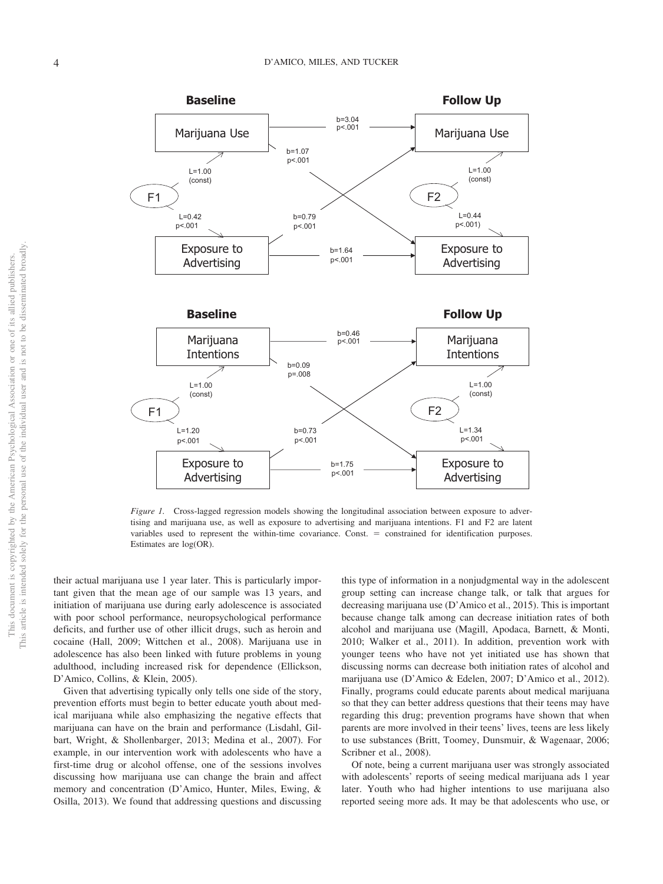*Figure 1.* Cross-lagged regression models showing the longitudinal association between exposure to advertising and marijuana use, as well as exposure to advertising and marijuana intentions. F1 and F2 are latent variables used to represent the within-time covariance. Const. = constrained for identification purposes. Estimates are log(OR).

their actual marijuana use 1 year later. This is particularly important given that the mean age of our sample was 13 years, and initiation of marijuana use during early adolescence is associated with poor school performance, neuropsychological performance deficits, and further use of other illicit drugs, such as heroin and cocaine (Hall, 2009; Wittchen et al., 2008). Marijuana use in adolescence has also been linked with future problems in young adulthood, including increased risk for dependence (Ellickson, D'Amico, Collins, & Klein, 2005).

Given that advertising typically only tells one side of the story, prevention efforts must begin to better educate youth about medical marijuana while also emphasizing the negative effects that marijuana can have on the brain and performance (Lisdahl, Gilbart, Wright, & Shollenbarger, 2013; Medina et al., 2007). For example, in our intervention work with adolescents who have a first-time drug or alcohol offense, one of the sessions involves discussing how marijuana use can change the brain and affect memory and concentration (D'Amico, Hunter, Miles, Ewing, & Osilla, 2013). We found that addressing questions and discussing this type of information in a nonjudgmental way in the adolescent group setting can increase change talk, or talk that argues for decreasing marijuana use (D'Amico et al., 2015). This is important because change talk among can decrease initiation rates of both alcohol and marijuana use (Magill, Apodaca, Barnett, & Monti, 2010; Walker et al., 2011). In addition, prevention work with younger teens who have not yet initiated use has shown that discussing norms can decrease both initiation rates of alcohol and marijuana use (D'Amico & Edelen, 2007; D'Amico et al., 2012). Finally, programs could educate parents about medical marijuana so that they can better address questions that their teens may have regarding this drug; prevention programs have shown that when parents are more involved in their teens' lives, teens are less likely to use substances (Britt, Toomey, Dunsmuir, & Wagenaar, 2006; Scribner et al., 2008).

Of note, being a current marijuana user was strongly associated with adolescents' reports of seeing medical marijuana ads 1 year later. Youth who had higher intentions to use marijuana also reported seeing more ads. It may be that adolescents who use, or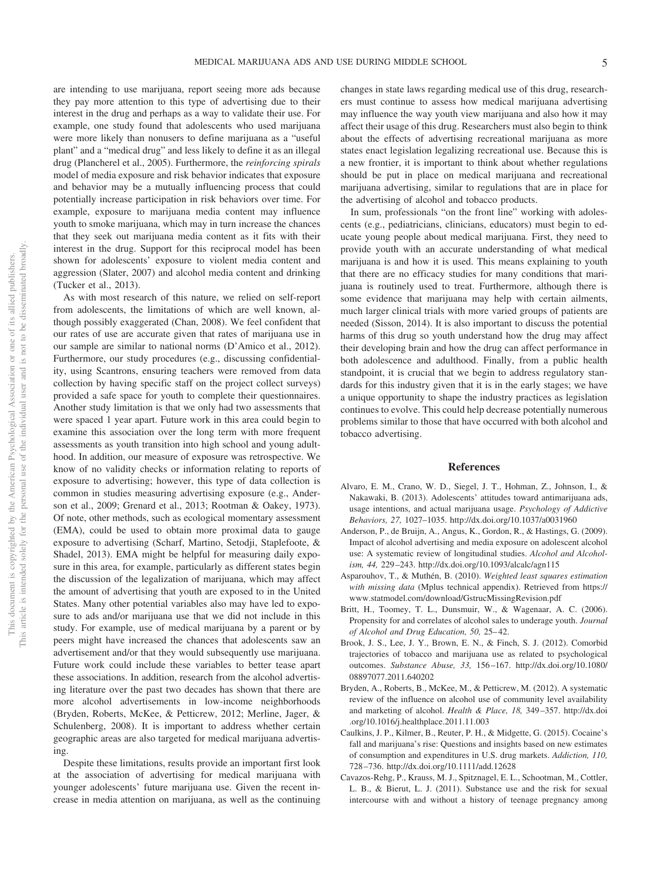are intending to use marijuana, report seeing more ads because they pay more attention to this type of advertising due to their interest in the drug and perhaps as a way to validate their use. For example, one study found that adolescents who used marijuana were more likely than nonusers to define marijuana as a "useful plant" and a "medical drug" and less likely to define it as an illegal drug (Plancherel et al., 2005). Furthermore, the *reinforcing spirals* model of media exposure and risk behavior indicates that exposure and behavior may be a mutually influencing process that could potentially increase participation in risk behaviors over time. For example, exposure to marijuana media content may influence youth to smoke marijuana, which may in turn increase the chances that they seek out marijuana media content as it fits with their interest in the drug. Support for this reciprocal model has been shown for adolescents' exposure to violent media content and aggression (Slater, 2007) and alcohol media content and drinking (Tucker et al., 2013).

As with most research of this nature, we relied on self-report from adolescents, the limitations of which are well known, although possibly exaggerated (Chan, 2008). We feel confident that our rates of use are accurate given that rates of marijuana use in our sample are similar to national norms (D'Amico et al., 2012). Furthermore, our study procedures (e.g., discussing confidentiality, using Scantrons, ensuring teachers were removed from data collection by having specific staff on the project collect surveys) provided a safe space for youth to complete their questionnaires. Another study limitation is that we only had two assessments that were spaced 1 year apart. Future work in this area could begin to examine this association over the long term with more frequent assessments as youth transition into high school and young adulthood. In addition, our measure of exposure was retrospective. We know of no validity checks or information relating to reports of exposure to advertising; however, this type of data collection is common in studies measuring advertising exposure (e.g., Anderson et al., 2009; Grenard et al., 2013; Rootman & Oakey, 1973). Of note, other methods, such as ecological momentary assessment (EMA), could be used to obtain more proximal data to gauge exposure to advertising (Scharf, Martino, Setodji, Staplefoote, & Shadel, 2013). EMA might be helpful for measuring daily exposure in this area, for example, particularly as different states begin the discussion of the legalization of marijuana, which may affect the amount of advertising that youth are exposed to in the United States. Many other potential variables also may have led to exposure to ads and/or marijuana use that we did not include in this study. For example, use of medical marijuana by a parent or by peers might have increased the chances that adolescents saw an advertisement and/or that they would subsequently use marijuana. Future work could include these variables to better tease apart these associations. In addition, research from the alcohol advertising literature over the past two decades has shown that there are more alcohol advertisements in low-income neighborhoods (Bryden, Roberts, McKee, & Petticrew, 2012; Merline, Jager, & Schulenberg, 2008). It is important to address whether certain geographic areas are also targeted for medical marijuana advertising.

Despite these limitations, results provide an important first look at the association of advertising for medical marijuana with younger adolescents' future marijuana use. Given the recent increase in media attention on marijuana, as well as the continuing changes in state laws regarding medical use of this drug, researchers must continue to assess how medical marijuana advertising may influence the way youth view marijuana and also how it may affect their usage of this drug. Researchers must also begin to think about the effects of advertising recreational marijuana as more states enact legislation legalizing recreational use. Because this is a new frontier, it is important to think about whether regulations should be put in place on medical marijuana and recreational marijuana advertising, similar to regulations that are in place for the advertising of alcohol and tobacco products.

In sum, professionals "on the front line" working with adolescents (e.g., pediatricians, clinicians, educators) must begin to educate young people about medical marijuana. First, they need to provide youth with an accurate understanding of what medical marijuana is and how it is used. This means explaining to youth that there are no efficacy studies for many conditions that marijuana is routinely used to treat. Furthermore, although there is some evidence that marijuana may help with certain ailments, much larger clinical trials with more varied groups of patients are needed (Sisson, 2014). It is also important to discuss the potential harms of this drug so youth understand how the drug may affect their developing brain and how the drug can affect performance in both adolescence and adulthood. Finally, from a public health standpoint, it is crucial that we begin to address regulatory standards for this industry given that it is in the early stages; we have a unique opportunity to shape the industry practices as legislation continues to evolve. This could help decrease potentially numerous problems similar to those that have occurred with both alcohol and tobacco advertising.

## References

Alvaro, E. M., Crano, W. D., Siegel, J. T., Hohman, Z., Johnson, I., & Nakawaki, B. (2013). Adolescents' attitudes toward antimarijuana ads, usage intentions, and actual marijuana usage. *Psychology of Addictive Behaviors, 27,* 1027–1035. http://dx.doi.org/10.1037/a0031960

Anderson, P., de Bruijn, A., Angus, K., Gordon, R., & Hastings, G. (2009). Impact of alcohol advertising and media exposure on adolescent alcohol use: A systematic review of longitudinal studies. *Alcohol and Alcoholism, 44,* 229–243. http://dx.doi.org/10.1093/alcalc/agn115

Asparouhov, T., & Muthén, B. (2010). *Weighted least squares estimation with missing data* (Mplus technical appendix). Retrieved from https://www.statmodel.com/download/GstrucMissingRevision.pdf

Britt, H., Toomey, T. L., Dunsmuir, W., & Wagenaar, A. C. (2006). Propensity for and correlates of alcohol sales to underage youth. *Journal of Alcohol and Drug Education, 50,* 25–42.

Brook, J. S., Lee, J. Y., Brown, E. N., & Finch, S. J. (2012). Comorbid trajectories of tobacco and marijuana use as related to psychological outcomes. *Substance Abuse, 33,* 156–167. http://dx.doi.org/10.1080/08897077.2011.640202

Bryden, A., Roberts, B., McKee, M., & Petticrew, M. (2012). A systematic review of the influence on alcohol use of community level availability and marketing of alcohol. *Health & Place, 18,* 349–357. http://dx.doi.org/10.1016/j.healthplace.2011.11.003

Caulkins, J. P., Kilmer, B., Reuter, P. H., & Midgette, G. (2015). Cocaine's fall and marijuana's rise: Questions and insights based on new estimates of consumption and expenditures in U.S. drug markets. *Addiction, 110,* 728–736. http://dx.doi.org/10.1111/add.12628

Cavazos-Rehg, P., Krauss, M. J., Spitznagel, E. L., Schootman, M., Cottler, L. B., & Bierut, L. J. (2011). Substance use and the risk for sexual intercourse with and without a history of teenage pregnancy among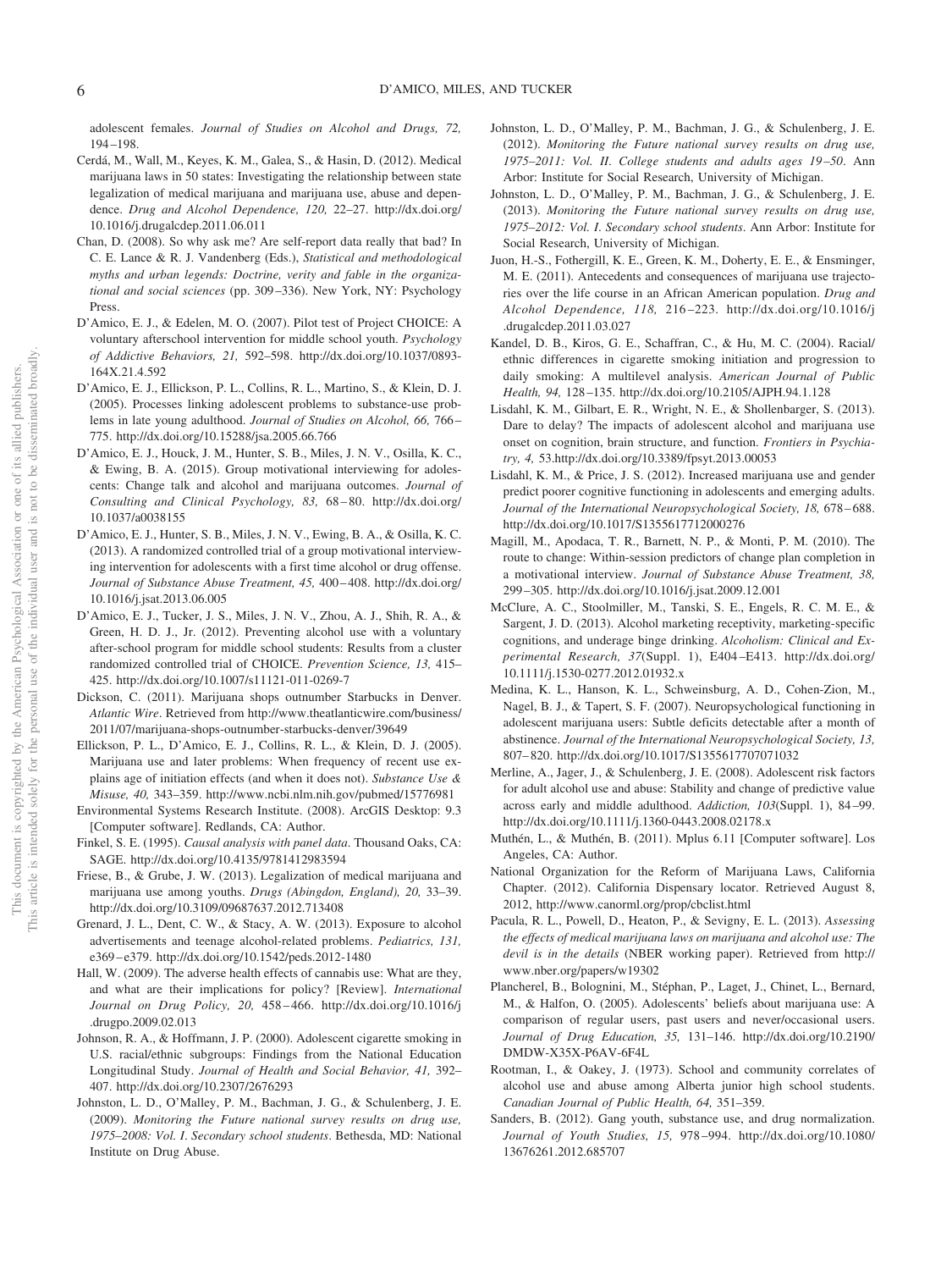adolescent females. *Journal of Studies on Alcohol and Drugs, 72,* 194–198.

Cerdá, M., Wall, M., Keyes, K. M., Galea, S., & Hasin, D. (2012). Medical marijuana laws in 50 states: Investigating the relationship between state legalization of medical marijuana and marijuana use, abuse and dependence. *Drug and Alcohol Dependence, 120,* 22–27. http://dx.doi.org/10.1016/j.drugalcdep.2011.06.011

Chan, D. (2008). So why ask me? Are self-report data really that bad? In C. E. Lance & R. J. Vandenberg (Eds.), *Statistical and methodological myths and urban legends: Doctrine, verity and fable in the organizational and social sciences* (pp. 309–336). New York, NY: Psychology Press.

D'Amico, E. J., & Edelen, M. O. (2007). Pilot test of Project CHOICE: A voluntary afterschool intervention for middle school youth. *Psychology of Addictive Behaviors, 21,* 592–598. http://dx.doi.org/10.1037/0893-164X.21.4.592

D'Amico, E. J., Ellickson, P. L., Collins, R. L., Martino, S., & Klein, D. J. (2005). Processes linking adolescent problems to substance-use problems in late young adulthood. *Journal of Studies on Alcohol, 66,* 766–775. http://dx.doi.org/10.15288/jsa.2005.66.766

D'Amico, E. J., Houck, J. M., Hunter, S. B., Miles, J. N. V., Osilla, K. C., & Ewing, B. A. (2015). Group motivational interviewing for adolescents: Change talk and alcohol and marijuana outcomes. *Journal of Consulting and Clinical Psychology, 83,* 68–80. http://dx.doi.org/10.1037/a0038155

D'Amico, E. J., Hunter, S. B., Miles, J. N. V., Ewing, B. A., & Osilla, K. C. (2013). A randomized controlled trial of a group motivational interviewing intervention for adolescents with a first time alcohol or drug offense. *Journal of Substance Abuse Treatment, 45,* 400–408. http://dx.doi.org/10.1016/j.jsat.2013.06.005

D'Amico, E. J., Tucker, J. S., Miles, J. N. V., Zhou, A. J., Shih, R. A., & Green, H. D. J., Jr. (2012). Preventing alcohol use with a voluntary after-school program for middle school students: Results from a cluster randomized controlled trial of CHOICE. *Prevention Science, 13,* 415–425. http://dx.doi.org/10.1007/s11121-011-0269-7

Dickson, C. (2011). Marijuana shops outnumber Starbucks in Denver. *Atlantic Wire*. Retrieved from http://www.theatlanticwire.com/business/2011/07/marijuana-shops-outnumber-starbucks-denver/39649

Ellickson, P. L., D'Amico, E. J., Collins, R. L., & Klein, D. J. (2005). Marijuana use and later problems: When frequency of recent use explains age of initiation effects (and when it does not). *Substance Use & Misuse, 40,* 343–359. http://www.ncbi.nlm.nih.gov/pubmed/15776981

Environmental Systems Research Institute. (2008). ArcGIS Desktop: 9.3 [Computer software]. Redlands, CA: Author.

Finkel, S. E. (1995). *Causal analysis with panel data*. Thousand Oaks, CA: SAGE. http://dx.doi.org/10.4135/9781412983594

Friese, B., & Grube, J. W. (2013). Legalization of medical marijuana and marijuana use among youths. *Drugs (Abingdon, England), 20,* 33–39. http://dx.doi.org/10.3109/09687637.2012.713408

Grenard, J. L., Dent, C. W., & Stacy, A. W. (2013). Exposure to alcohol advertisements and teenage alcohol-related problems. *Pediatrics, 131,* e369–e379. http://dx.doi.org/10.1542/peds.2012-1480

Hall, W. (2009). The adverse health effects of cannabis use: What are they, and what are their implications for policy? [Review]. *International Journal on Drug Policy, 20,* 458–466. http://dx.doi.org/10.1016/j.drugpo.2009.02.013

Johnson, R. A., & Hoffmann, J. P. (2000). Adolescent cigarette smoking in U.S. racial/ethnic subgroups: Findings from the National Education Longitudinal Study. *Journal of Health and Social Behavior, 41,* 392–407. http://dx.doi.org/10.2307/2676293

Johnston, L. D., O'Malley, P. M., Bachman, J. G., & Schulenberg, J. E. (2009). *Monitoring the Future national survey results on drug use, 1975–2008: Vol. I. Secondary school students*. Bethesda, MD: National Institute on Drug Abuse.

Johnston, L. D., O'Malley, P. M., Bachman, J. G., & Schulenberg, J. E. (2012). *Monitoring the Future national survey results on drug use, 1975–2011: Vol. II. College students and adults ages 19–50*. Ann Arbor: Institute for Social Research, University of Michigan.

Johnston, L. D., O'Malley, P. M., Bachman, J. G., & Schulenberg, J. E. (2013). *Monitoring the Future national survey results on drug use, 1975–2012: Vol. I. Secondary school students*. Ann Arbor: Institute for Social Research, University of Michigan.

Juon, H.-S., Fothergill, K. E., Green, K. M., Doherty, E. E., & Ensminger, M. E. (2011). Antecedents and consequences of marijuana use trajectories over the life course in an African American population. *Drug and Alcohol Dependence, 118,* 216–223. http://dx.doi.org/10.1016/j.drugalcdep.2011.03.027

Kandel, D. B., Kiros, G. E., Schaffran, C., & Hu, M. C. (2004). Racial/ethnic differences in cigarette smoking initiation and progression to daily smoking: A multilevel analysis. *American Journal of Public Health, 94,* 128–135. http://dx.doi.org/10.2105/AJPH.94.1.128

Lisdahl, K. M., Gilbart, E. R., Wright, N. E., & Shollenbarger, S. (2013). Dare to delay? The impacts of adolescent alcohol and marijuana use onset on cognition, brain structure, and function. *Frontiers in Psychiatry, 4,* 53.http://dx.doi.org/10.3389/fpsyt.2013.00053

Lisdahl, K. M., & Price, J. S. (2012). Increased marijuana use and gender predict poorer cognitive functioning in adolescents and emerging adults. *Journal of the International Neuropsychological Society, 18,* 678–688. http://dx.doi.org/10.1017/S1355617712000276

Magill, M., Apodaca, T. R., Barnett, N. P., & Monti, P. M. (2010). The route to change: Within-session predictors of change plan completion in a motivational interview. *Journal of Substance Abuse Treatment, 38,* 299–305. http://dx.doi.org/10.1016/j.jsat.2009.12.001

McClure, A. C., Stoolmiller, M., Tanski, S. E., Engels, R. C. M. E., & Sargent, J. D. (2013). Alcohol marketing receptivity, marketing-specific cognitions, and underage binge drinking. *Alcoholism: Clinical and Experimental Research, 37*(Suppl. 1), E404–E413. http://dx.doi.org/10.1111/j.1530-0277.2012.01932.x

Medina, K. L., Hanson, K. L., Schweinsburg, A. D., Cohen-Zion, M., Nagel, B. J., & Tapert, S. F. (2007). Neuropsychological functioning in adolescent marijuana users: Subtle deficits detectable after a month of abstinence. *Journal of the International Neuropsychological Society, 13,* 807–820. http://dx.doi.org/10.1017/S1355617707071032

Merline, A., Jager, J., & Schulenberg, J. E. (2008). Adolescent risk factors for adult alcohol use and abuse: Stability and change of predictive value across early and middle adulthood. *Addiction, 103*(Suppl. 1), 84–99. http://dx.doi.org/10.1111/j.1360-0443.2008.02178.x

Muthén, L., & Muthén, B. (2011). Mplus 6.11 [Computer software]. Los Angeles, CA: Author.

National Organization for the Reform of Marijuana Laws, California Chapter. (2012). California Dispensary locator. Retrieved August 8, 2012, http://www.canorml.org/prop/cbclist.html

Pacula, R. L., Powell, D., Heaton, P., & Sevigny, E. L. (2013). *Assessing the effects of medical marijuana laws on marijuana and alcohol use: The devil is in the details* (NBER working paper). Retrieved from http://www.nber.org/papers/w19302

Plancherel, B., Bolognini, M., Stéphan, P., Laget, J., Chinet, L., Bernard, M., & Halfon, O. (2005). Adolescents' beliefs about marijuana use: A comparison of regular users, past users and never/occasional users. *Journal of Drug Education, 35,* 131–146. http://dx.doi.org/10.2190/DMDW-X35X-P6AV-6F4L

Rootman, I., & Oakey, J. (1973). School and community correlates of alcohol use and abuse among Alberta junior high school students. *Canadian Journal of Public Health, 64,* 351–359.

Sanders, B. (2012). Gang youth, substance use, and drug normalization. *Journal of Youth Studies, 15,* 978–994. http://dx.doi.org/10.1080/13676261.2012.685707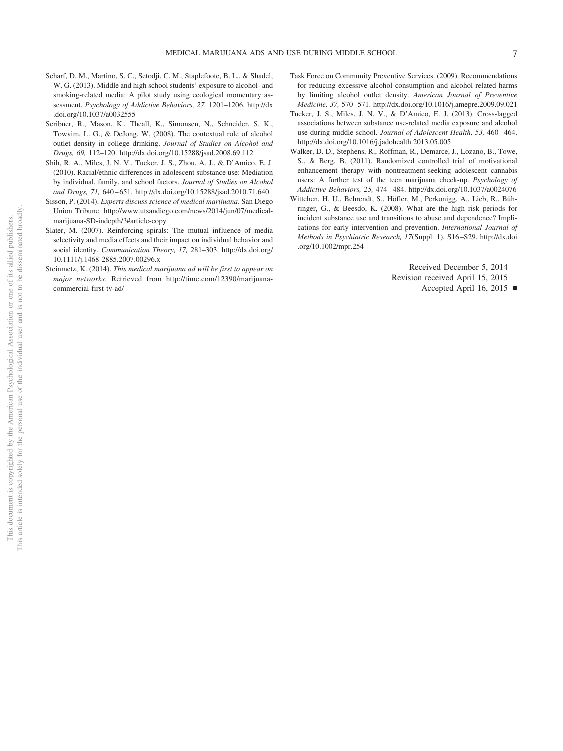Scharf, D. M., Martino, S. C., Setodji, C. M., Staplefoote, B. L., & Shadel, W. G. (2013). Middle and high school students' exposure to alcohol- and smoking-related media: A pilot study using ecological momentary assessment. *Psychology of Addictive Behaviors, 27,* 1201–1206. http://dx.doi.org/10.1037/a0032555

Scribner, R., Mason, K., Theall, K., Simonsen, N., Schneider, S. K., Towvim, L. G., & DeJong, W. (2008). The contextual role of alcohol outlet density in college drinking. *Journal of Studies on Alcohol and Drugs, 69,* 112–120. http://dx.doi.org/10.15288/jsad.2008.69.112

Shih, R. A., Miles, J. N. V., Tucker, J. S., Zhou, A. J., & D'Amico, E. J. (2010). Racial/ethnic differences in adolescent substance use: Mediation by individual, family, and school factors. *Journal of Studies on Alcohol and Drugs, 71,* 640–651. http://dx.doi.org/10.15288/jsad.2010.71.640

Sisson, P. (2014). *Experts discuss science of medical marijuana*. San Diego Union Tribune. http://www.utsandiego.com/news/2014/jun/07/medical-marijuana-SD-indepth/?#article-copy

Slater, M. (2007). Reinforcing spirals: The mutual influence of media selectivity and media effects and their impact on individual behavior and social identity. *Communication Theory, 17,* 281–303. http://dx.doi.org/10.1111/j.1468-2885.2007.00296.x

Steinmetz, K. (2014). *This medical marijuana ad will be first to appear on major networks*. Retrieved from http://time.com/12390/marijuana-commercial-first-tv-ad/

Task Force on Community Preventive Services. (2009). Recommendations for reducing excessive alcohol consumption and alcohol-related harms by limiting alcohol outlet density. *American Journal of Preventive Medicine, 37,* 570–571. http://dx.doi.org/10.1016/j.amepre.2009.09.021

Tucker, J. S., Miles, J. N. V., & D'Amico, E. J. (2013). Cross-lagged associations between substance use-related media exposure and alcohol use during middle school. *Journal of Adolescent Health, 53,* 460–464. http://dx.doi.org/10.1016/j.jadohealth.2013.05.005

Walker, D. D., Stephens, R., Roffman, R., Demarce, J., Lozano, B., Towe, S., & Berg, B. (2011). Randomized controlled trial of motivational enhancement therapy with nontreatment-seeking adolescent cannabis users: A further test of the teen marijuana check-up. *Psychology of Addictive Behaviors, 25,* 474–484. http://dx.doi.org/10.1037/a0024076

Wittchen, H. U., Behrendt, S., Höfler, M., Perkonigg, A., Lieb, R., Bühringer, G., & Beesdo, K. (2008). What are the high risk periods for incident substance use and transitions to abuse and dependence? Implications for early intervention and prevention. *International Journal of Methods in Psychiatric Research, 17*(Suppl. 1), S16–S29. http://dx.doi.org/10.1002/mpr.254

Received December 5, 2014
Revision received April 15, 2015
Accepted April 16, 2015 ■